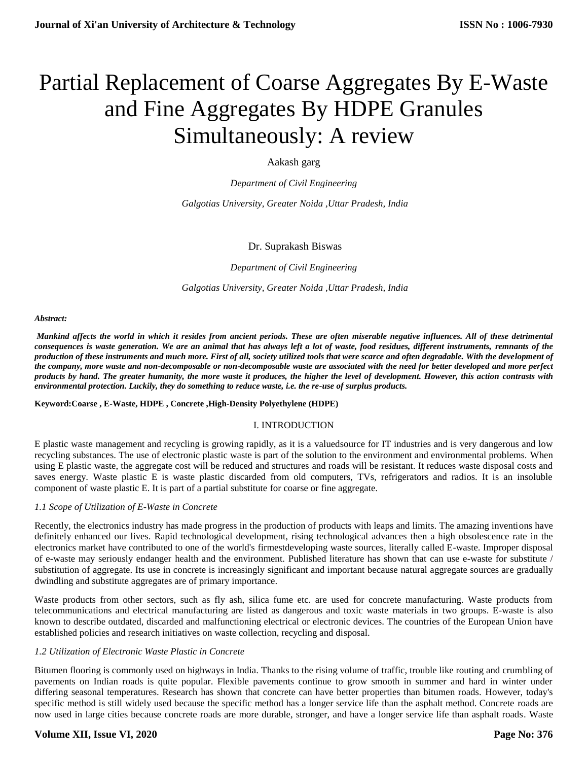# Partial Replacement of Coarse Aggregates By E-Waste and Fine Aggregates By HDPE Granules Simultaneously: A review

Aakash garg

*Department of Civil Engineering*

*Galgotias University, Greater Noida ,Uttar Pradesh, India*

Dr. Suprakash Biswas

*Department of Civil Engineering*

*Galgotias University, Greater Noida ,Uttar Pradesh, India*

***Abstract:***

***Mankind affects the world in which it resides from ancient periods. These are often miserable negative influences. All of these detrimental consequences is waste generation. We are an animal that has always left a lot of waste, food residues, different instruments, remnants of the production of these instruments and much more. First of all, society utilized tools that were scarce and often degradable. With the development of the company, more waste and non-decomposable or non-decomposable waste are associated with the need for better developed and more perfect products by hand. The greater humanity, the more waste it produces, the higher the level of development. However, this action contrasts with environmental protection. Luckily, they do something to reduce waste, i.e. the re-use of surplus products.***

**Keyword:Coarse , E-Waste, HDPE , Concrete ,High-Density Polyethylene (HDPE)**

## I. INTRODUCTION

E plastic waste management and recycling is growing rapidly, as it is a valuedsource for IT industries and is very dangerous and low recycling substances. The use of electronic plastic waste is part of the solution to the environment and environmental problems. When using E plastic waste, the aggregate cost will be reduced and structures and roads will be resistant. It reduces waste disposal costs and saves energy. Waste plastic E is waste plastic discarded from old computers, TVs, refrigerators and radios. It is an insoluble component of waste plastic E. It is part of a partial substitute for coarse or fine aggregate.

### *1.1 Scope of Utilization of E-Waste in Concrete*

Recently, the electronics industry has made progress in the production of products with leaps and limits. The amazing inventions have definitely enhanced our lives. Rapid technological development, rising technological advances then a high obsolescence rate in the electronics market have contributed to one of the world's firmestdeveloping waste sources, literally called E-waste. Improper disposal of e-waste may seriously endanger health and the environment. Published literature has shown that can use e-waste for substitute / substitution of aggregate. Its use in concrete is increasingly significant and important because natural aggregate sources are gradually dwindling and substitute aggregates are of primary importance.

Waste products from other sectors, such as fly ash, silica fume etc. are used for concrete manufacturing. Waste products from telecommunications and electrical manufacturing are listed as dangerous and toxic waste materials in two groups. E-waste is also known to describe outdated, discarded and malfunctioning electrical or electronic devices. The countries of the European Union have established policies and research initiatives on waste collection, recycling and disposal.

### *1.2 Utilization of Electronic Waste Plastic in Concrete*

Bitumen flooring is commonly used on highways in India. Thanks to the rising volume of traffic, trouble like routing and crumbling of pavements on Indian roads is quite popular. Flexible pavements continue to grow smooth in summer and hard in winter under differing seasonal temperatures. Research has shown that concrete can have better properties than bitumen roads. However, today's specific method is still widely used because the specific method has a longer service life than the asphalt method. Concrete roads are now used in large cities because concrete roads are more durable, stronger, and have a longer service life than asphalt roads. Waste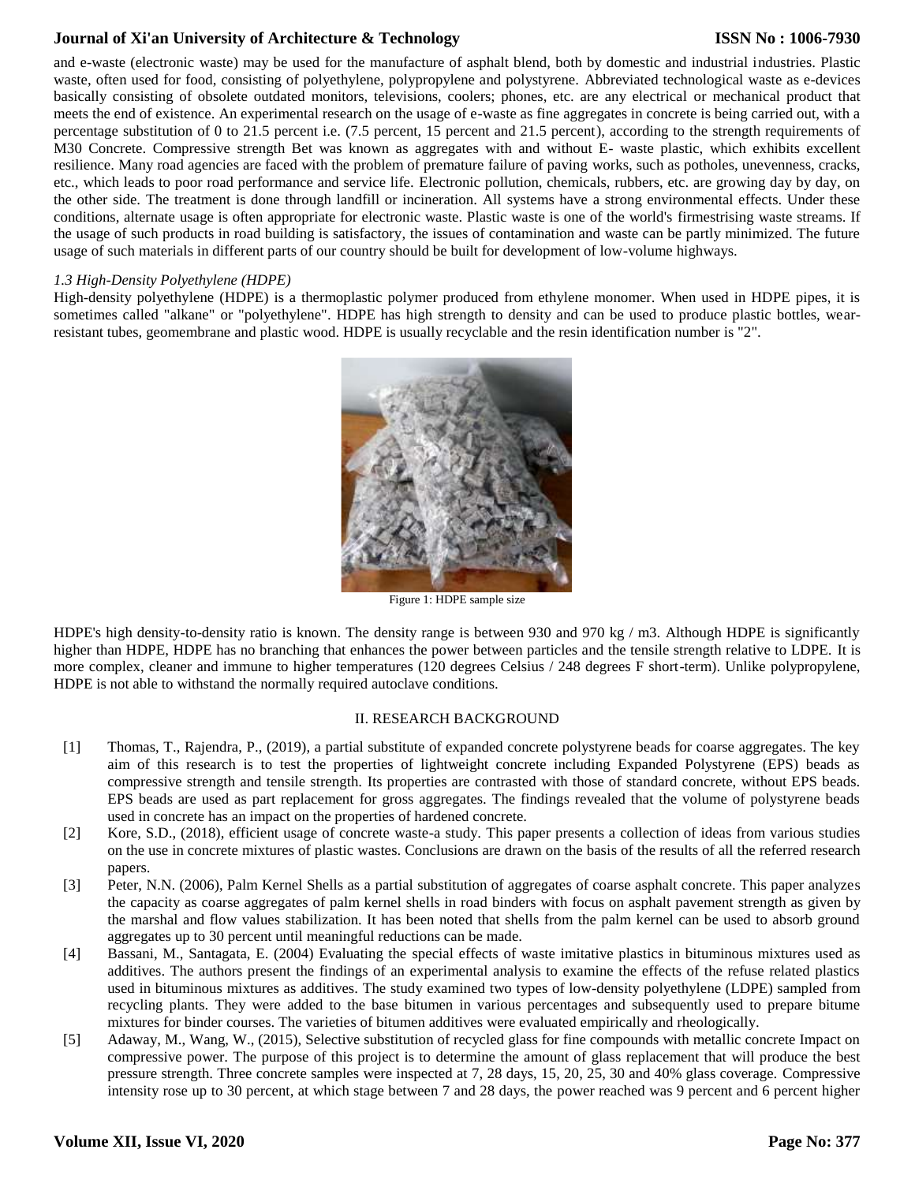and e-waste (electronic waste) may be used for the manufacture of asphalt blend, both by domestic and industrial industries. Plastic waste, often used for food, consisting of polyethylene, polypropylene and polystyrene. Abbreviated technological waste as e-devices basically consisting of obsolete outdated monitors, televisions, coolers; phones, etc. are any electrical or mechanical product that meets the end of existence. An experimental research on the usage of e-waste as fine aggregates in concrete is being carried out, with a percentage substitution of 0 to 21.5 percent i.e. (7.5 percent, 15 percent and 21.5 percent), according to the strength requirements of M30 Concrete. Compressive strength Bet was known as aggregates with and without E- waste plastic, which exhibits excellent resilience. Many road agencies are faced with the problem of premature failure of paving works, such as potholes, unevenness, cracks, etc., which leads to poor road performance and service life. Electronic pollution, chemicals, rubbers, etc. are growing day by day, on the other side. The treatment is done through landfill or incineration. All systems have a strong environmental effects. Under these conditions, alternate usage is often appropriate for electronic waste. Plastic waste is one of the world's firmestrising waste streams. If the usage of such products in road building is satisfactory, the issues of contamination and waste can be partly minimized. The future usage of such materials in different parts of our country should be built for development of low-volume highways.

### *1.3 High-Density Polyethylene (HDPE)*

High-density polyethylene (HDPE) is a thermoplastic polymer produced from ethylene monomer. When used in HDPE pipes, it is sometimes called "alkane" or "polyethylene". HDPE has high strength to density and can be used to produce plastic bottles, wear-resistant tubes, geomembrane and plastic wood. HDPE is usually recyclable and the resin identification number is "2".

Figure 1: HDPE sample size

HDPE's high density-to-density ratio is known. The density range is between 930 and 970 kg / m3. Although HDPE is significantly higher than HDPE, HDPE has no branching that enhances the power between particles and the tensile strength relative to LDPE. It is more complex, cleaner and immune to higher temperatures (120 degrees Celsius / 248 degrees F short-term). Unlike polypropylene, HDPE is not able to withstand the normally required autoclave conditions.

## II. RESEARCH BACKGROUND

[1] Thomas, T., Rajendra, P., (2019), a partial substitute of expanded concrete polystyrene beads for coarse aggregates. The key aim of this research is to test the properties of lightweight concrete including Expanded Polystyrene (EPS) beads as compressive strength and tensile strength. Its properties are contrasted with those of standard concrete, without EPS beads. EPS beads are used as part replacement for gross aggregates. The findings revealed that the volume of polystyrene beads used in concrete has an impact on the properties of hardened concrete.

[2] Kore, S.D., (2018), efficient usage of concrete waste-a study. This paper presents a collection of ideas from various studies on the use in concrete mixtures of plastic wastes. Conclusions are drawn on the basis of the results of all the referred research papers.

[3] Peter, N.N. (2006), Palm Kernel Shells as a partial substitution of aggregates of coarse asphalt concrete. This paper analyzes the capacity as coarse aggregates of palm kernel shells in road binders with focus on asphalt pavement strength as given by the marshal and flow values stabilization. It has been noted that shells from the palm kernel can be used to absorb ground aggregates up to 30 percent until meaningful reductions can be made.

[4] Bassani, M., Santagata, E. (2004) Evaluating the special effects of waste imitative plastics in bituminous mixtures used as additives. The authors present the findings of an experimental analysis to examine the effects of the refuse related plastics used in bituminous mixtures as additives. The study examined two types of low-density polyethylene (LDPE) sampled from recycling plants. They were added to the base bitumen in various percentages and subsequently used to prepare bitume mixtures for binder courses. The varieties of bitumen additives were evaluated empirically and rheologically.

[5] Adaway, M., Wang, W., (2015), Selective substitution of recycled glass for fine compounds with metallic concrete Impact on compressive power. The purpose of this project is to determine the amount of glass replacement that will produce the best pressure strength. Three concrete samples were inspected at 7, 28 days, 15, 20, 25, 30 and 40% glass coverage. Compressive intensity rose up to 30 percent, at which stage between 7 and 28 days, the power reached was 9 percent and 6 percent higher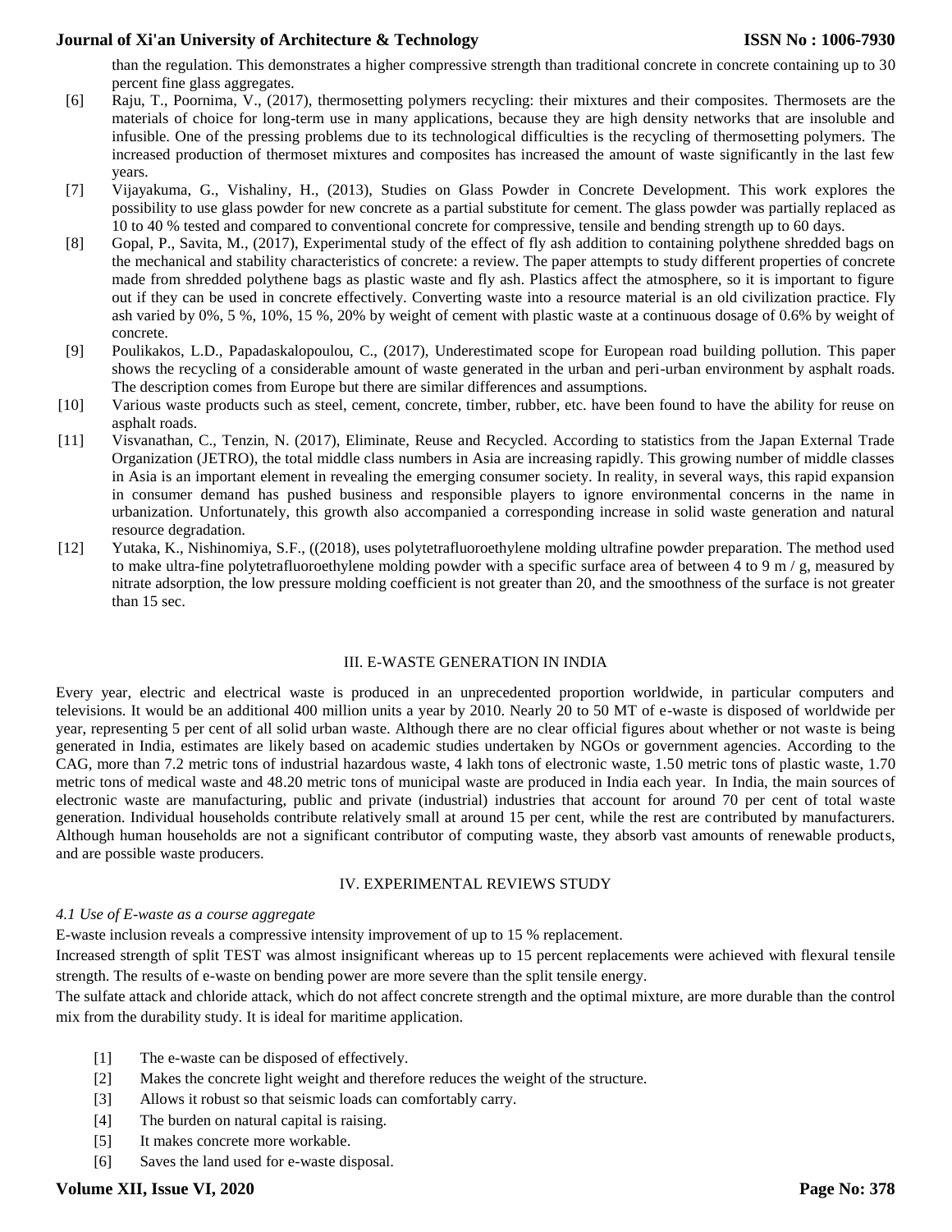than the regulation. This demonstrates a higher compressive strength than traditional concrete in concrete containing up to 30 percent fine glass aggregates.

[6] Raju, T., Poornima, V., (2017), thermosetting polymers recycling: their mixtures and their composites. Thermosets are the materials of choice for long-term use in many applications, because they are high density networks that are insoluble and infusible. One of the pressing problems due to its technological difficulties is the recycling of thermosetting polymers. The increased production of thermoset mixtures and composites has increased the amount of waste significantly in the last few years.

[7] Vijayakuma, G., Vishaliny, H., (2013), Studies on Glass Powder in Concrete Development. This work explores the possibility to use glass powder for new concrete as a partial substitute for cement. The glass powder was partially replaced as 10 to 40 % tested and compared to conventional concrete for compressive, tensile and bending strength up to 60 days.

[8] Gopal, P., Savita, M., (2017), Experimental study of the effect of fly ash addition to containing polythene shredded bags on the mechanical and stability characteristics of concrete: a review. The paper attempts to study different properties of concrete made from shredded polythene bags as plastic waste and fly ash. Plastics affect the atmosphere, so it is important to figure out if they can be used in concrete effectively. Converting waste into a resource material is an old civilization practice. Fly ash varied by 0%, 5 %, 10%, 15 %, 20% by weight of cement with plastic waste at a continuous dosage of 0.6% by weight of concrete.

[9] Poulikakos, L.D., Papadaskalopoulou, C., (2017), Underestimated scope for European road building pollution. This paper shows the recycling of a considerable amount of waste generated in the urban and peri-urban environment by asphalt roads. The description comes from Europe but there are similar differences and assumptions.

[10] Various waste products such as steel, cement, concrete, timber, rubber, etc. have been found to have the ability for reuse on asphalt roads.

[11] Visvanathan, C., Tenzin, N. (2017), Eliminate, Reuse and Recycled. According to statistics from the Japan External Trade Organization (JETRO), the total middle class numbers in Asia are increasing rapidly. This growing number of middle classes in Asia is an important element in revealing the emerging consumer society. In reality, in several ways, this rapid expansion in consumer demand has pushed business and responsible players to ignore environmental concerns in the name in urbanization. Unfortunately, this growth also accompanied a corresponding increase in solid waste generation and natural resource degradation.

[12] Yutaka, K., Nishinomiya, S.F., ((2018), uses polytetrafluoroethylene molding ultrafine powder preparation. The method used to make ultra-fine polytetrafluoroethylene molding powder with a specific surface area of between 4 to 9 m / g, measured by nitrate adsorption, the low pressure molding coefficient is not greater than 20, and the smoothness of the surface is not greater than 15 sec.

## III. E-WASTE GENERATION IN INDIA

Every year, electric and electrical waste is produced in an unprecedented proportion worldwide, in particular computers and televisions. It would be an additional 400 million units a year by 2010. Nearly 20 to 50 MT of e-waste is disposed of worldwide per year, representing 5 per cent of all solid urban waste. Although there are no clear official figures about whether or not waste is being generated in India, estimates are likely based on academic studies undertaken by NGOs or government agencies. According to the CAG, more than 7.2 metric tons of industrial hazardous waste, 4 lakh tons of electronic waste, 1.50 metric tons of plastic waste, 1.70 metric tons of medical waste and 48.20 metric tons of municipal waste are produced in India each year. In India, the main sources of electronic waste are manufacturing, public and private (industrial) industries that account for around 70 per cent of total waste generation. Individual households contribute relatively small at around 15 per cent, while the rest are contributed by manufacturers. Although human households are not a significant contributor of computing waste, they absorb vast amounts of renewable products, and are possible waste producers.

## IV. EXPERIMENTAL REVIEWS STUDY

### *4.1 Use of E-waste as a course aggregate*

E-waste inclusion reveals a compressive intensity improvement of up to 15 % replacement.

Increased strength of split TEST was almost insignificant whereas up to 15 percent replacements were achieved with flexural tensile strength. The results of e-waste on bending power are more severe than the split tensile energy.

The sulfate attack and chloride attack, which do not affect concrete strength and the optimal mixture, are more durable than the control mix from the durability study. It is ideal for maritime application.

[1] The e-waste can be disposed of effectively.

[2] Makes the concrete light weight and therefore reduces the weight of the structure.

[3] Allows it robust so that seismic loads can comfortably carry.

[4] The burden on natural capital is raising.

[5] It makes concrete more workable.

[6] Saves the land used for e-waste disposal.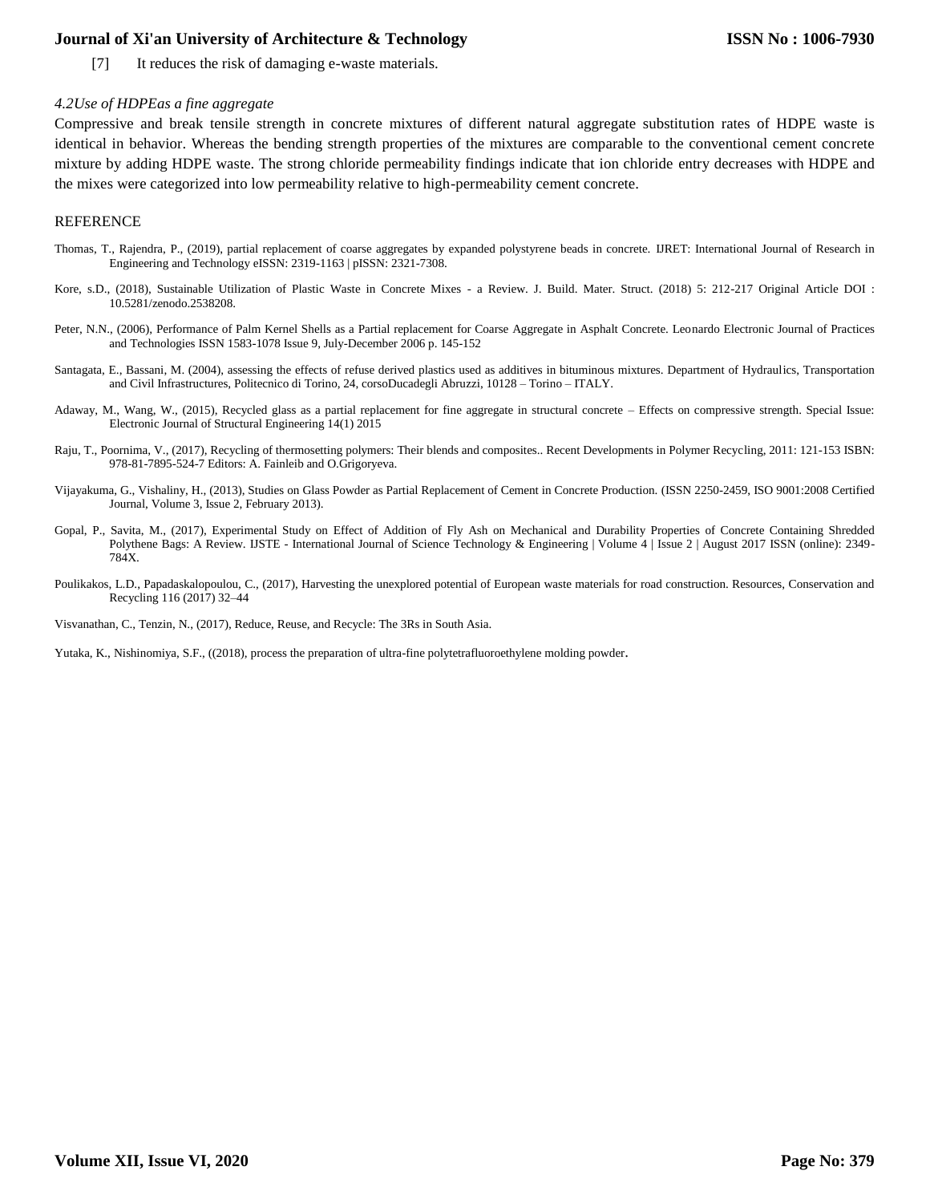[7] It reduces the risk of damaging e-waste materials.

### *4.2Use of HDPEas a fine aggregate*

Compressive and break tensile strength in concrete mixtures of different natural aggregate substitution rates of HDPE waste is identical in behavior. Whereas the bending strength properties of the mixtures are comparable to the conventional cement concrete mixture by adding HDPE waste. The strong chloride permeability findings indicate that ion chloride entry decreases with HDPE and the mixes were categorized into low permeability relative to high-permeability cement concrete.

## REFERENCE

Thomas, T., Rajendra, P., (2019), partial replacement of coarse aggregates by expanded polystyrene beads in concrete. IJRET: International Journal of Research in Engineering and Technology eISSN: 2319-1163 | pISSN: 2321-7308.

Kore, s.D., (2018), Sustainable Utilization of Plastic Waste in Concrete Mixes - a Review. J. Build. Mater. Struct. (2018) 5: 212-217 Original Article DOI : 10.5281/zenodo.2538208.

Peter, N.N., (2006), Performance of Palm Kernel Shells as a Partial replacement for Coarse Aggregate in Asphalt Concrete. Leonardo Electronic Journal of Practices and Technologies ISSN 1583-1078 Issue 9, July-December 2006 p. 145-152

Santagata, E., Bassani, M. (2004), assessing the effects of refuse derived plastics used as additives in bituminous mixtures. Department of Hydraulics, Transportation and Civil Infrastructures, Politecnico di Torino, 24, corsoDucadegli Abruzzi, 10128 – Torino – ITALY.

Adaway, M., Wang, W., (2015), Recycled glass as a partial replacement for fine aggregate in structural concrete – Effects on compressive strength. Special Issue: Electronic Journal of Structural Engineering 14(1) 2015

Raju, T., Poornima, V., (2017), Recycling of thermosetting polymers: Their blends and composites.. Recent Developments in Polymer Recycling, 2011: 121-153 ISBN: 978-81-7895-524-7 Editors: A. Fainleib and O.Grigoryeva.

Vijayakuma, G., Vishaliny, H., (2013), Studies on Glass Powder as Partial Replacement of Cement in Concrete Production. (ISSN 2250-2459, ISO 9001:2008 Certified Journal, Volume 3, Issue 2, February 2013).

Gopal, P., Savita, M., (2017), Experimental Study on Effect of Addition of Fly Ash on Mechanical and Durability Properties of Concrete Containing Shredded Polythene Bags: A Review. IJSTE - International Journal of Science Technology & Engineering | Volume 4 | Issue 2 | August 2017 ISSN (online): 2349-784X.

Poulikakos, L.D., Papadaskalopoulou, C., (2017), Harvesting the unexplored potential of European waste materials for road construction. Resources, Conservation and Recycling 116 (2017) 32–44

Visvanathan, C., Tenzin, N., (2017), Reduce, Reuse, and Recycle: The 3Rs in South Asia.

Yutaka, K., Nishinomiya, S.F., ((2018), process the preparation of ultra-fine polytetrafluoroethylene molding powder.